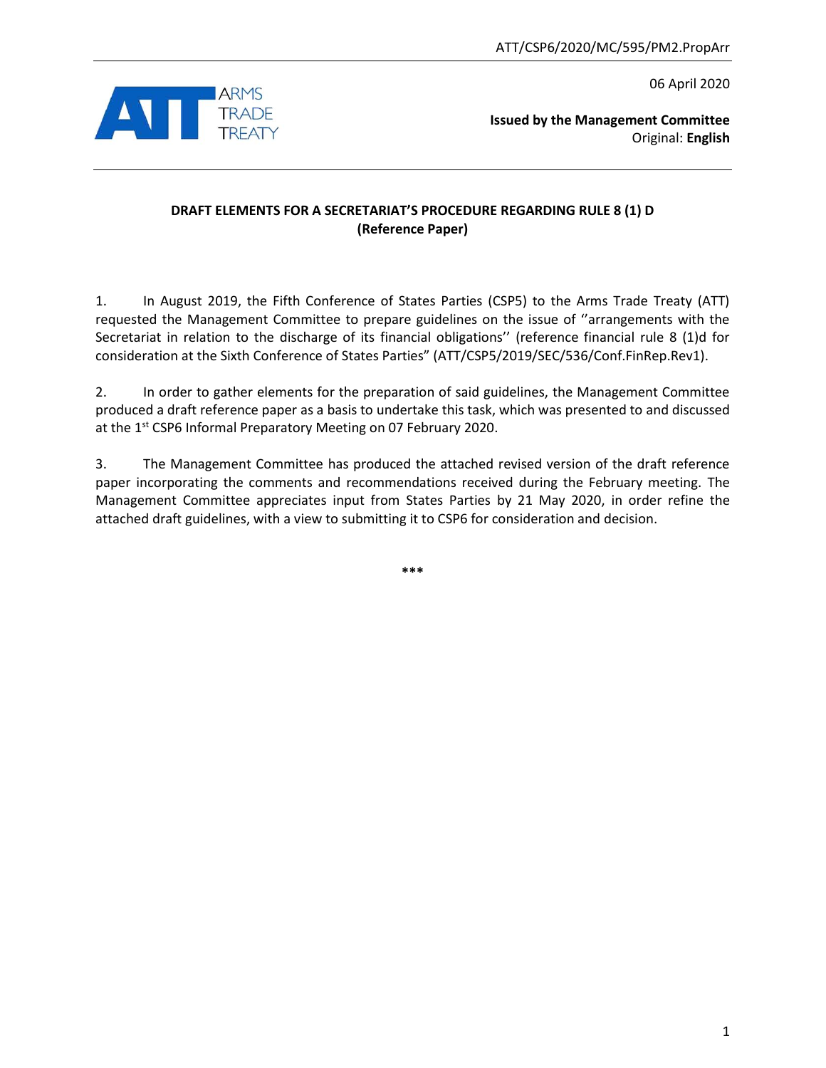ATT/CSP6/2020/MC/595/PM2.PropArr

06 April 2020

**Issued by the Management Committee**
Original: **English**

**DRAFT ELEMENTS FOR A SECRETARIAT'S PROCEDURE REGARDING RULE 8 (1) D**
**(Reference Paper)**

1. In August 2019, the Fifth Conference of States Parties (CSP5) to the Arms Trade Treaty (ATT) requested the Management Committee to prepare guidelines on the issue of ''arrangements with the Secretariat in relation to the discharge of its financial obligations'' (reference financial rule 8 (1)d for consideration at the Sixth Conference of States Parties" (ATT/CSP5/2019/SEC/536/Conf.FinRep.Rev1).

2. In order to gather elements for the preparation of said guidelines, the Management Committee produced a draft reference paper as a basis to undertake this task, which was presented to and discussed at the 1st CSP6 Informal Preparatory Meeting on 07 February 2020.

3. The Management Committee has produced the attached revised version of the draft reference paper incorporating the comments and recommendations received during the February meeting. The Management Committee appreciates input from States Parties by 21 May 2020, in order refine the attached draft guidelines, with a view to submitting it to CSP6 for consideration and decision.

***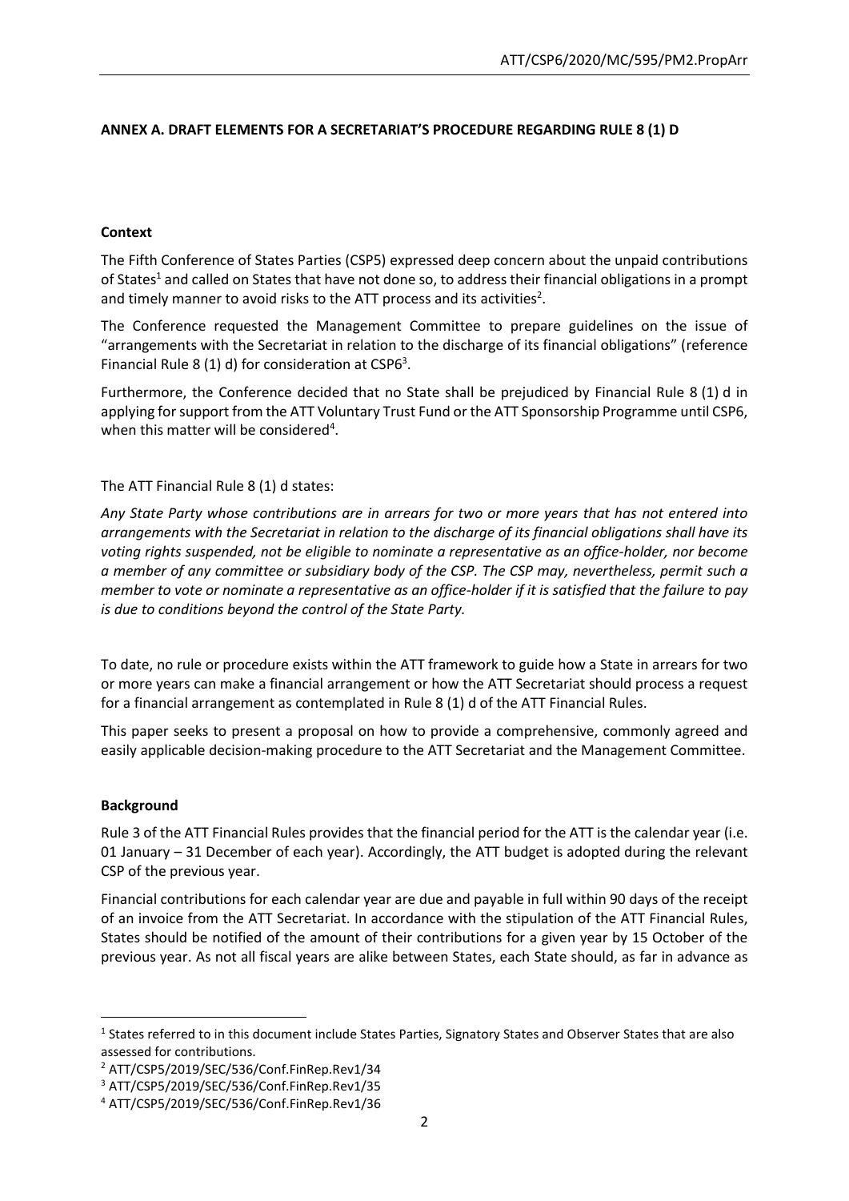## ANNEX A. DRAFT ELEMENTS FOR A SECRETARIAT'S PROCEDURE REGARDING RULE 8 (1) D

### Context

The Fifth Conference of States Parties (CSP5) expressed deep concern about the unpaid contributions of States[1] and called on States that have not done so, to address their financial obligations in a prompt and timely manner to avoid risks to the ATT process and its activities[2].

The Conference requested the Management Committee to prepare guidelines on the issue of "arrangements with the Secretariat in relation to the discharge of its financial obligations" (reference Financial Rule 8 (1) d) for consideration at CSP6[3].

Furthermore, the Conference decided that no State shall be prejudiced by Financial Rule 8 (1) d in applying for support from the ATT Voluntary Trust Fund or the ATT Sponsorship Programme until CSP6, when this matter will be considered[4].

The ATT Financial Rule 8 (1) d states:

*Any State Party whose contributions are in arrears for two or more years that has not entered into arrangements with the Secretariat in relation to the discharge of its financial obligations shall have its voting rights suspended, not be eligible to nominate a representative as an office-holder, nor become a member of any committee or subsidiary body of the CSP. The CSP may, nevertheless, permit such a member to vote or nominate a representative as an office-holder if it is satisfied that the failure to pay is due to conditions beyond the control of the State Party.*

To date, no rule or procedure exists within the ATT framework to guide how a State in arrears for two or more years can make a financial arrangement or how the ATT Secretariat should process a request for a financial arrangement as contemplated in Rule 8 (1) d of the ATT Financial Rules.

This paper seeks to present a proposal on how to provide a comprehensive, commonly agreed and easily applicable decision-making procedure to the ATT Secretariat and the Management Committee.

### Background

Rule 3 of the ATT Financial Rules provides that the financial period for the ATT is the calendar year (i.e. 01 January – 31 December of each year). Accordingly, the ATT budget is adopted during the relevant CSP of the previous year.

Financial contributions for each calendar year are due and payable in full within 90 days of the receipt of an invoice from the ATT Secretariat. In accordance with the stipulation of the ATT Financial Rules, States should be notified of the amount of their contributions for a given year by 15 October of the previous year. As not all fiscal years are alike between States, each State should, as far in advance as

---

[1] States referred to in this document include States Parties, Signatory States and Observer States that are also assessed for contributions.

[2] ATT/CSP5/2019/SEC/536/Conf.FinRep.Rev1/34

[3] ATT/CSP5/2019/SEC/536/Conf.FinRep.Rev1/35

[4] ATT/CSP5/2019/SEC/536/Conf.FinRep.Rev1/36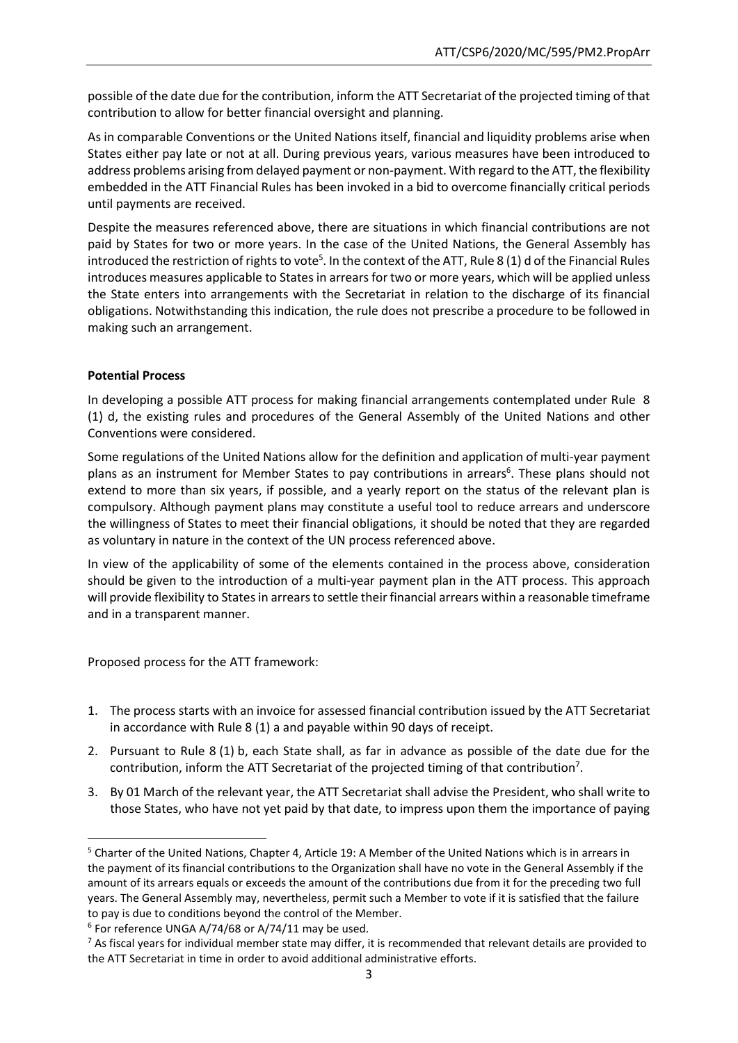possible of the date due for the contribution, inform the ATT Secretariat of the projected timing of that contribution to allow for better financial oversight and planning.

As in comparable Conventions or the United Nations itself, financial and liquidity problems arise when States either pay late or not at all. During previous years, various measures have been introduced to address problems arising from delayed payment or non-payment. With regard to the ATT, the flexibility embedded in the ATT Financial Rules has been invoked in a bid to overcome financially critical periods until payments are received.

Despite the measures referenced above, there are situations in which financial contributions are not paid by States for two or more years. In the case of the United Nations, the General Assembly has introduced the restriction of rights to vote[5]. In the context of the ATT, Rule 8 (1) d of the Financial Rules introduces measures applicable to States in arrears for two or more years, which will be applied unless the State enters into arrangements with the Secretariat in relation to the discharge of its financial obligations. Notwithstanding this indication, the rule does not prescribe a procedure to be followed in making such an arrangement.

**Potential Process**

In developing a possible ATT process for making financial arrangements contemplated under Rule 8 (1) d, the existing rules and procedures of the General Assembly of the United Nations and other Conventions were considered.

Some regulations of the United Nations allow for the definition and application of multi-year payment plans as an instrument for Member States to pay contributions in arrears[6]. These plans should not extend to more than six years, if possible, and a yearly report on the status of the relevant plan is compulsory. Although payment plans may constitute a useful tool to reduce arrears and underscore the willingness of States to meet their financial obligations, it should be noted that they are regarded as voluntary in nature in the context of the UN process referenced above.

In view of the applicability of some of the elements contained in the process above, consideration should be given to the introduction of a multi-year payment plan in the ATT process. This approach will provide flexibility to States in arrears to settle their financial arrears within a reasonable timeframe and in a transparent manner.

Proposed process for the ATT framework:

1. The process starts with an invoice for assessed financial contribution issued by the ATT Secretariat in accordance with Rule 8 (1) a and payable within 90 days of receipt.
2. Pursuant to Rule 8 (1) b, each State shall, as far in advance as possible of the date due for the contribution, inform the ATT Secretariat of the projected timing of that contribution[7].
3. By 01 March of the relevant year, the ATT Secretariat shall advise the President, who shall write to those States, who have not yet paid by that date, to impress upon them the importance of paying

[5] Charter of the United Nations, Chapter 4, Article 19: A Member of the United Nations which is in arrears in the payment of its financial contributions to the Organization shall have no vote in the General Assembly if the amount of its arrears equals or exceeds the amount of the contributions due from it for the preceding two full years. The General Assembly may, nevertheless, permit such a Member to vote if it is satisfied that the failure to pay is due to conditions beyond the control of the Member.

[6] For reference UNGA A/74/68 or A/74/11 may be used.

[7] As fiscal years for individual member state may differ, it is recommended that relevant details are provided to the ATT Secretariat in time in order to avoid additional administrative efforts.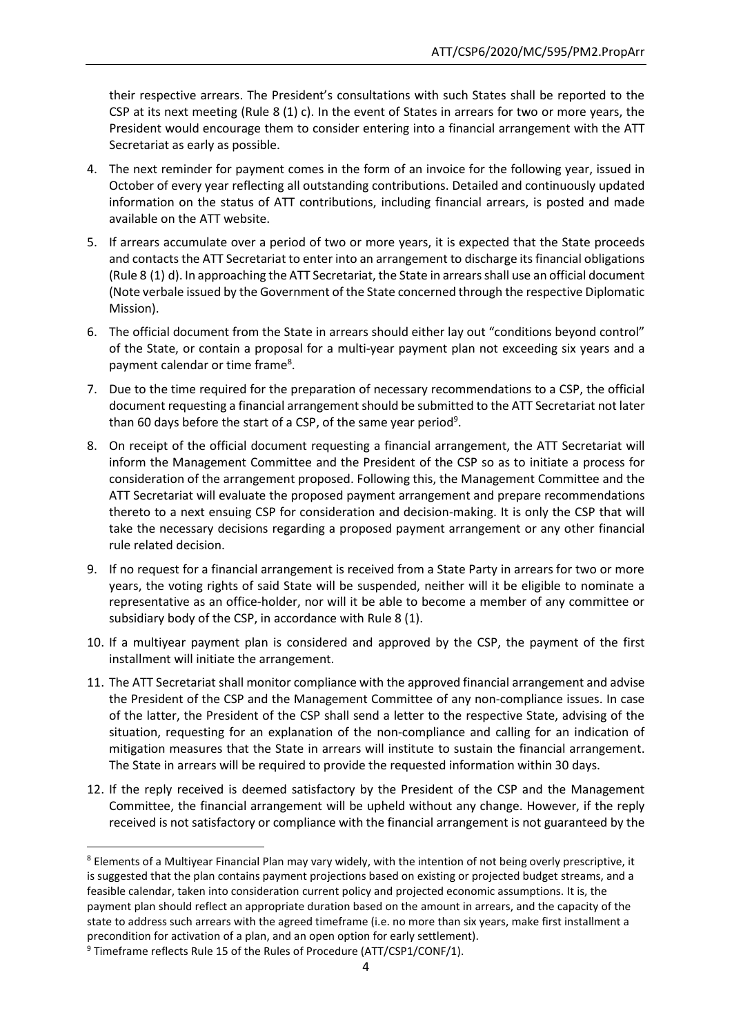their respective arrears. The President's consultations with such States shall be reported to the CSP at its next meeting (Rule 8 (1) c). In the event of States in arrears for two or more years, the President would encourage them to consider entering into a financial arrangement with the ATT Secretariat as early as possible.

4. The next reminder for payment comes in the form of an invoice for the following year, issued in October of every year reflecting all outstanding contributions. Detailed and continuously updated information on the status of ATT contributions, including financial arrears, is posted and made available on the ATT website.

5. If arrears accumulate over a period of two or more years, it is expected that the State proceeds and contacts the ATT Secretariat to enter into an arrangement to discharge its financial obligations (Rule 8 (1) d). In approaching the ATT Secretariat, the State in arrears shall use an official document (Note verbale issued by the Government of the State concerned through the respective Diplomatic Mission).

6. The official document from the State in arrears should either lay out "conditions beyond control" of the State, or contain a proposal for a multi-year payment plan not exceeding six years and a payment calendar or time frame[8].

7. Due to the time required for the preparation of necessary recommendations to a CSP, the official document requesting a financial arrangement should be submitted to the ATT Secretariat not later than 60 days before the start of a CSP, of the same year period[9].

8. On receipt of the official document requesting a financial arrangement, the ATT Secretariat will inform the Management Committee and the President of the CSP so as to initiate a process for consideration of the arrangement proposed. Following this, the Management Committee and the ATT Secretariat will evaluate the proposed payment arrangement and prepare recommendations thereto to a next ensuing CSP for consideration and decision-making. It is only the CSP that will take the necessary decisions regarding a proposed payment arrangement or any other financial rule related decision.

9. If no request for a financial arrangement is received from a State Party in arrears for two or more years, the voting rights of said State will be suspended, neither will it be eligible to nominate a representative as an office-holder, nor will it be able to become a member of any committee or subsidiary body of the CSP, in accordance with Rule 8 (1).

10. If a multiyear payment plan is considered and approved by the CSP, the payment of the first installment will initiate the arrangement.

11. The ATT Secretariat shall monitor compliance with the approved financial arrangement and advise the President of the CSP and the Management Committee of any non-compliance issues. In case of the latter, the President of the CSP shall send a letter to the respective State, advising of the situation, requesting for an explanation of the non-compliance and calling for an indication of mitigation measures that the State in arrears will institute to sustain the financial arrangement. The State in arrears will be required to provide the requested information within 30 days.

12. If the reply received is deemed satisfactory by the President of the CSP and the Management Committee, the financial arrangement will be upheld without any change. However, if the reply received is not satisfactory or compliance with the financial arrangement is not guaranteed by the

---

[8] Elements of a Multiyear Financial Plan may vary widely, with the intention of not being overly prescriptive, it is suggested that the plan contains payment projections based on existing or projected budget streams, and a feasible calendar, taken into consideration current policy and projected economic assumptions. It is, the payment plan should reflect an appropriate duration based on the amount in arrears, and the capacity of the state to address such arrears with the agreed timeframe (i.e. no more than six years, make first installment a precondition for activation of a plan, and an open option for early settlement).

[9] Timeframe reflects Rule 15 of the Rules of Procedure (ATT/CSP1/CONF/1).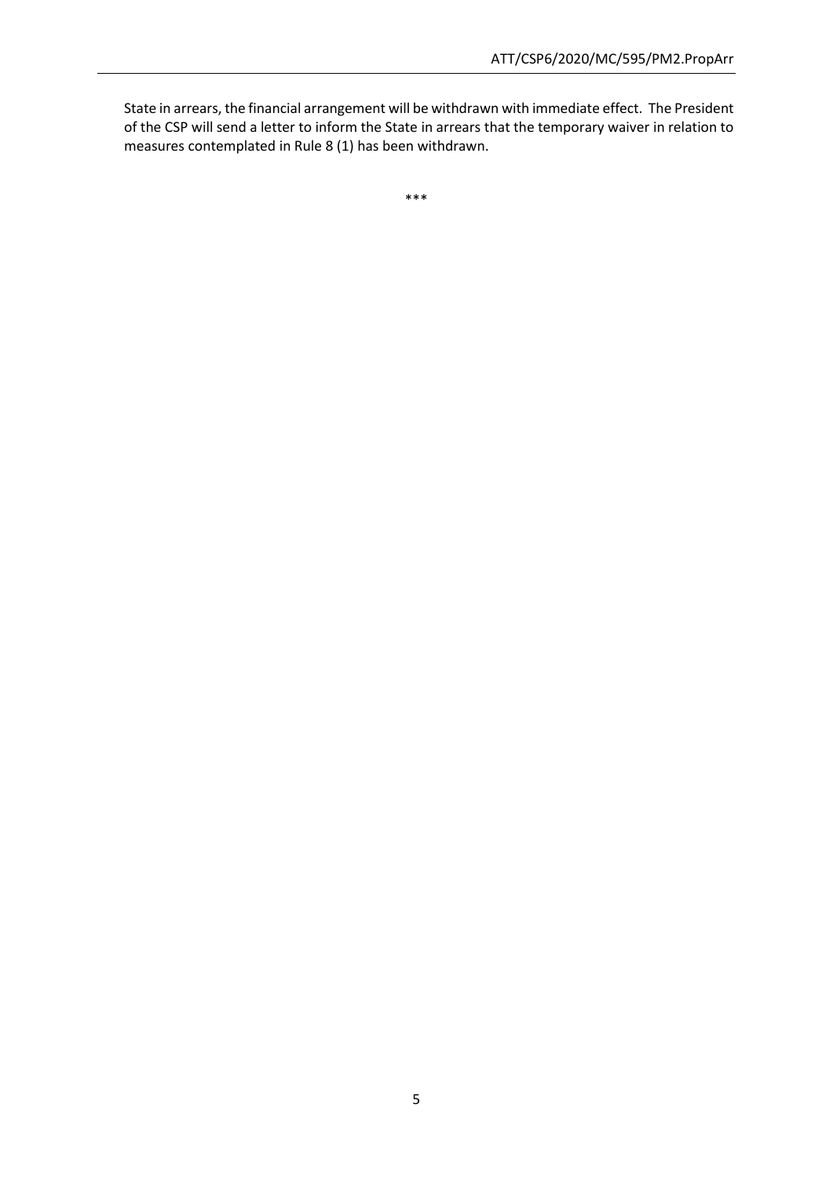State in arrears, the financial arrangement will be withdrawn with immediate effect. The President of the CSP will send a letter to inform the State in arrears that the temporary waiver in relation to measures contemplated in Rule 8 (1) has been withdrawn.

***